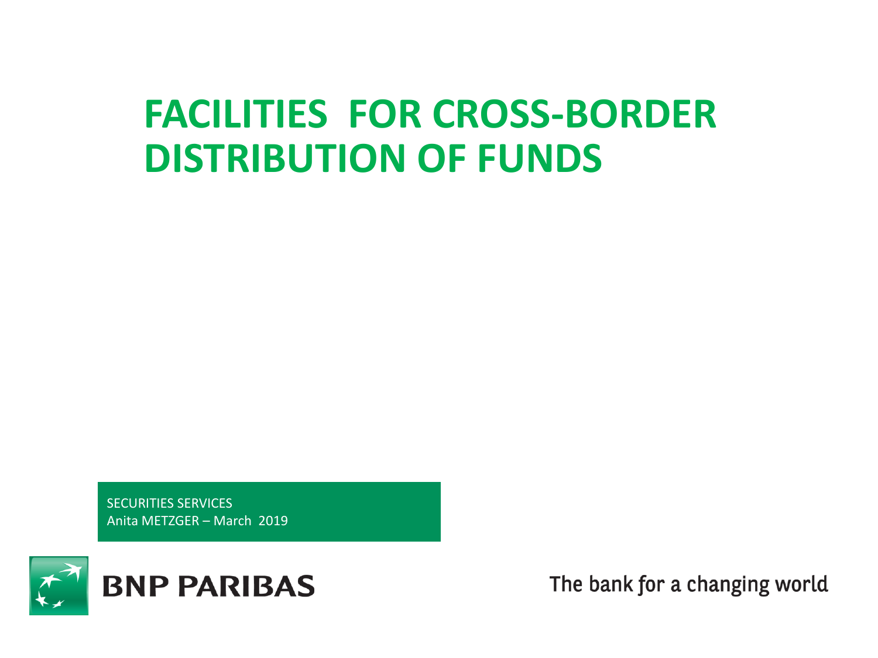# FACILITIES FOR CROSS-BORDER DISTRIBUTION OF FUNDS

SECURITIES SERVICES
Anita METZGER – March 2019

BNP PARIBAS

The bank for a changing world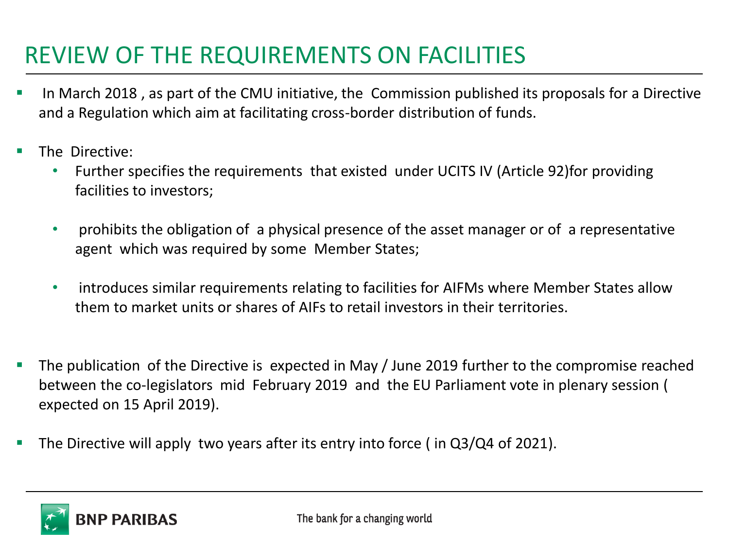# REVIEW OF THE REQUIREMENTS ON FACILITIES

- In March 2018 , as part of the CMU initiative, the Commission published its proposals for a Directive and a Regulation which aim at facilitating cross-border distribution of funds.

- The Directive:
  - Further specifies the requirements that existed under UCITS IV (Article 92)for providing facilities to investors;
  - prohibits the obligation of a physical presence of the asset manager or of a representative agent which was required by some Member States;
  - introduces similar requirements relating to facilities for AIFMs where Member States allow them to market units or shares of AIFs to retail investors in their territories.

- The publication of the Directive is expected in May / June 2019 further to the compromise reached between the co-legislators mid February 2019 and the EU Parliament vote in plenary session ( expected on 15 April 2019).

- The Directive will apply two years after its entry into force ( in Q3/Q4 of 2021).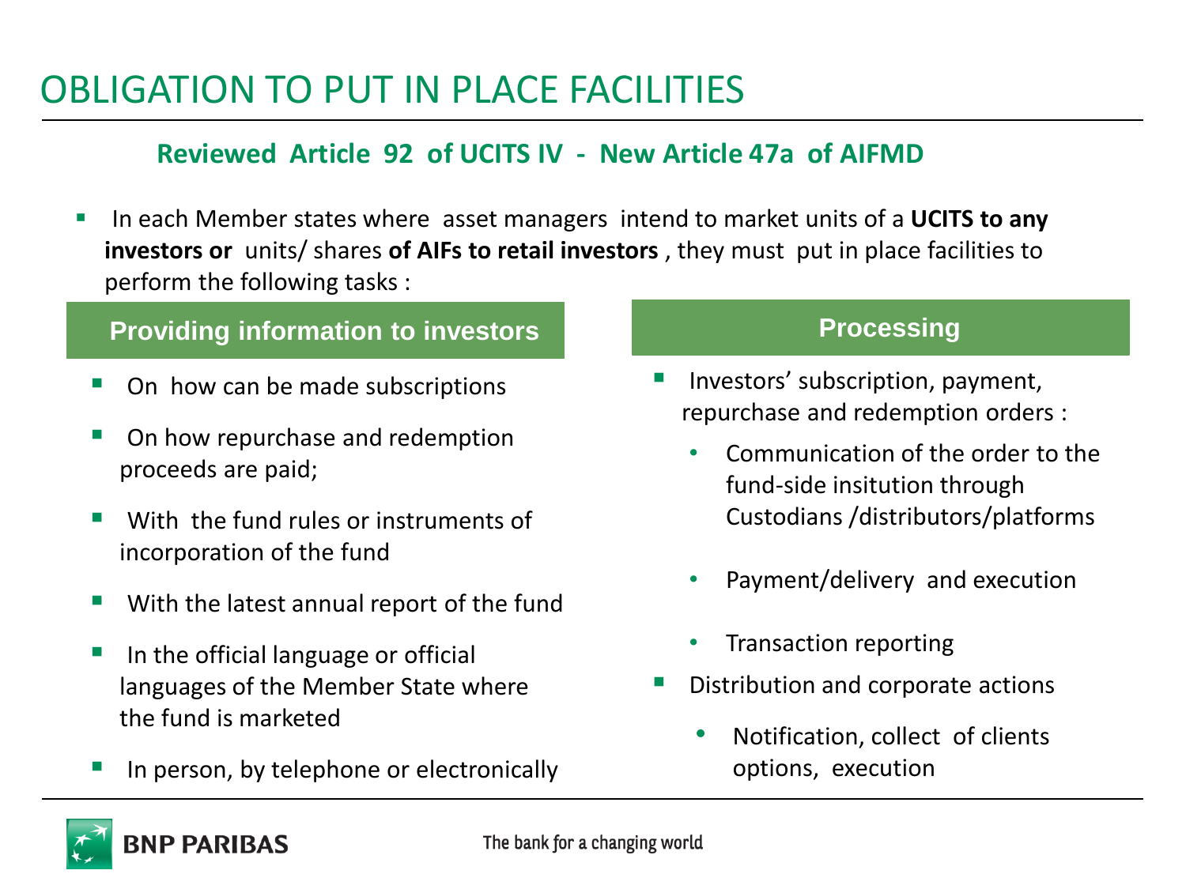# OBLIGATION TO PUT IN PLACE FACILITIES

## Reviewed Article 92 of UCITS IV - New Article 47a of AIFMD

- In each Member states where asset managers intend to market units of a **UCITS to any investors or** units/ shares **of AIFs to retail investors** , they must put in place facilities to perform the following tasks :

### Providing information to investors

- On how can be made subscriptions
- On how repurchase and redemption proceeds are paid;
- With the fund rules or instruments of incorporation of the fund
- With the latest annual report of the fund
- In the official language or official languages of the Member State where the fund is marketed
- In person, by telephone or electronically

### Processing

- Investors' subscription, payment, repurchase and redemption orders :
  - Communication of the order to the fund-side insitution through Custodians /distributors/platforms
  - Payment/delivery and execution
  - Transaction reporting
- Distribution and corporate actions
  - Notification, collect of clients options, execution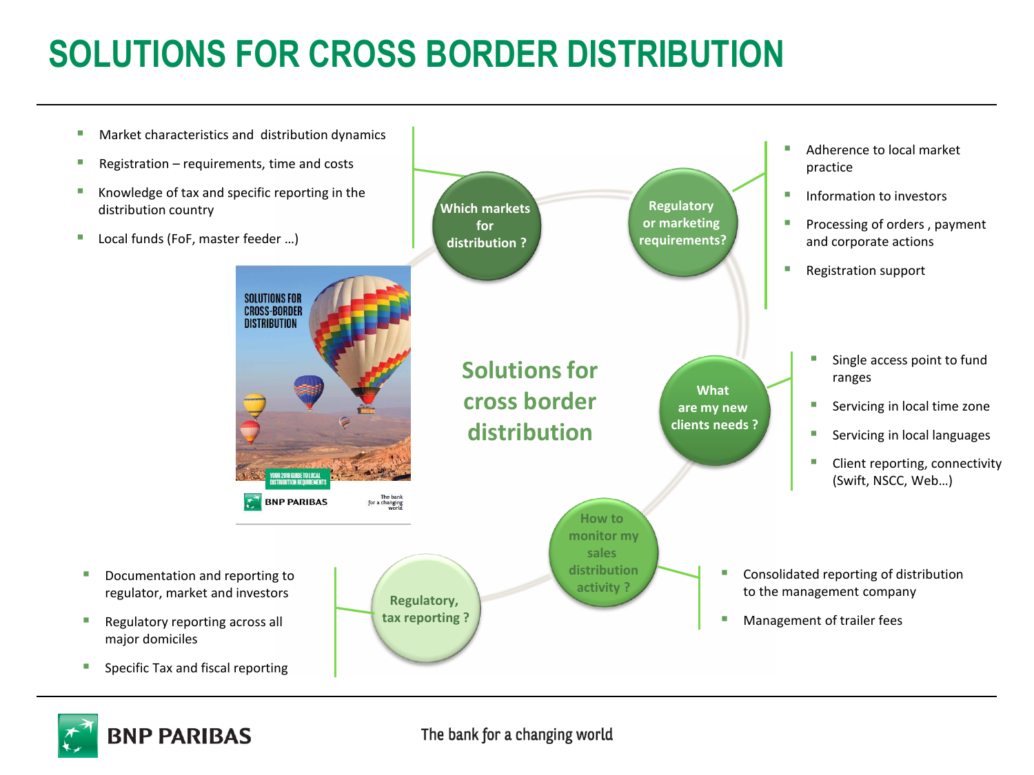# SOLUTIONS FOR CROSS BORDER DISTRIBUTION

## Solutions for cross border distribution

### Which markets for distribution ?

- Market characteristics and distribution dynamics
- Registration – requirements, time and costs
- Knowledge of tax and specific reporting in the distribution country
- Local funds (FoF, master feeder …)

### Regulatory or marketing requirements?

- Adherence to local market practice
- Information to investors
- Processing of orders , payment and corporate actions
- Registration support

### What are my new clients needs ?

- Single access point to fund ranges
- Servicing in local time zone
- Servicing in local languages
- Client reporting, connectivity (Swift, NSCC, Web…)

### How to monitor my sales distribution activity ?

- Consolidated reporting of distribution to the management company
- Management of trailer fees

### Regulatory, tax reporting ?

- Documentation and reporting to regulator, market and investors
- Regulatory reporting across all major domiciles
- Specific Tax and fiscal reporting

SOLUTIONS FOR CROSS-BORDER DISTRIBUTION

YOUR 2018 GUIDE TO LOCAL DISTRIBUTION REQUIREMENTS

BNP PARIBAS

The bank for a changing world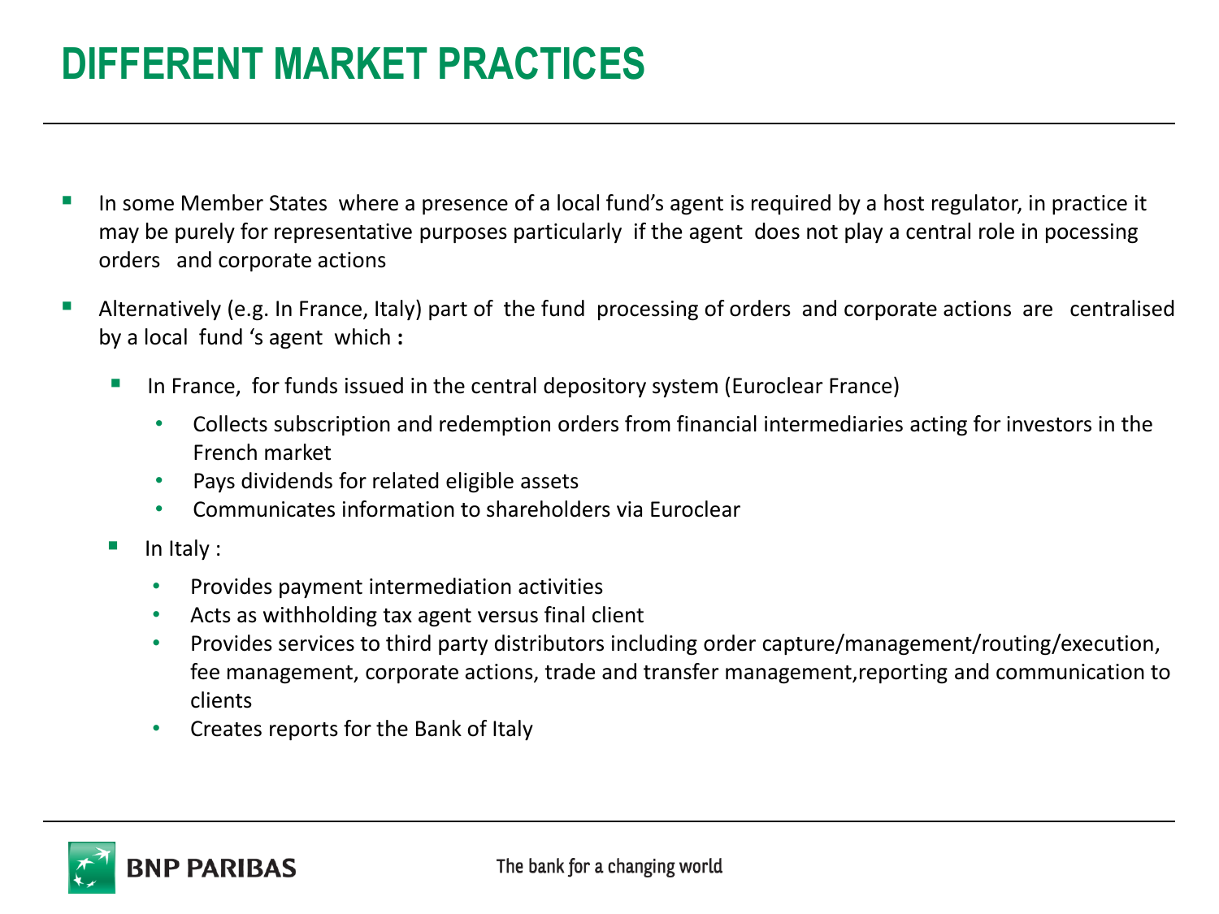# DIFFERENT MARKET PRACTICES

- In some Member States where a presence of a local fund's agent is required by a host regulator, in practice it may be purely for representative purposes particularly if the agent does not play a central role in pocessing orders and corporate actions
- Alternatively (e.g. In France, Italy) part of the fund processing of orders and corporate actions are centralised by a local fund 's agent which **:**
  - In France, for funds issued in the central depository system (Euroclear France)
    - Collects subscription and redemption orders from financial intermediaries acting for investors in the French market
    - Pays dividends for related eligible assets
    - Communicates information to shareholders via Euroclear
  - In Italy :
    - Provides payment intermediation activities
    - Acts as withholding tax agent versus final client
    - Provides services to third party distributors including order capture/management/routing/execution, fee management, corporate actions, trade and transfer management,reporting and communication to clients
    - Creates reports for the Bank of Italy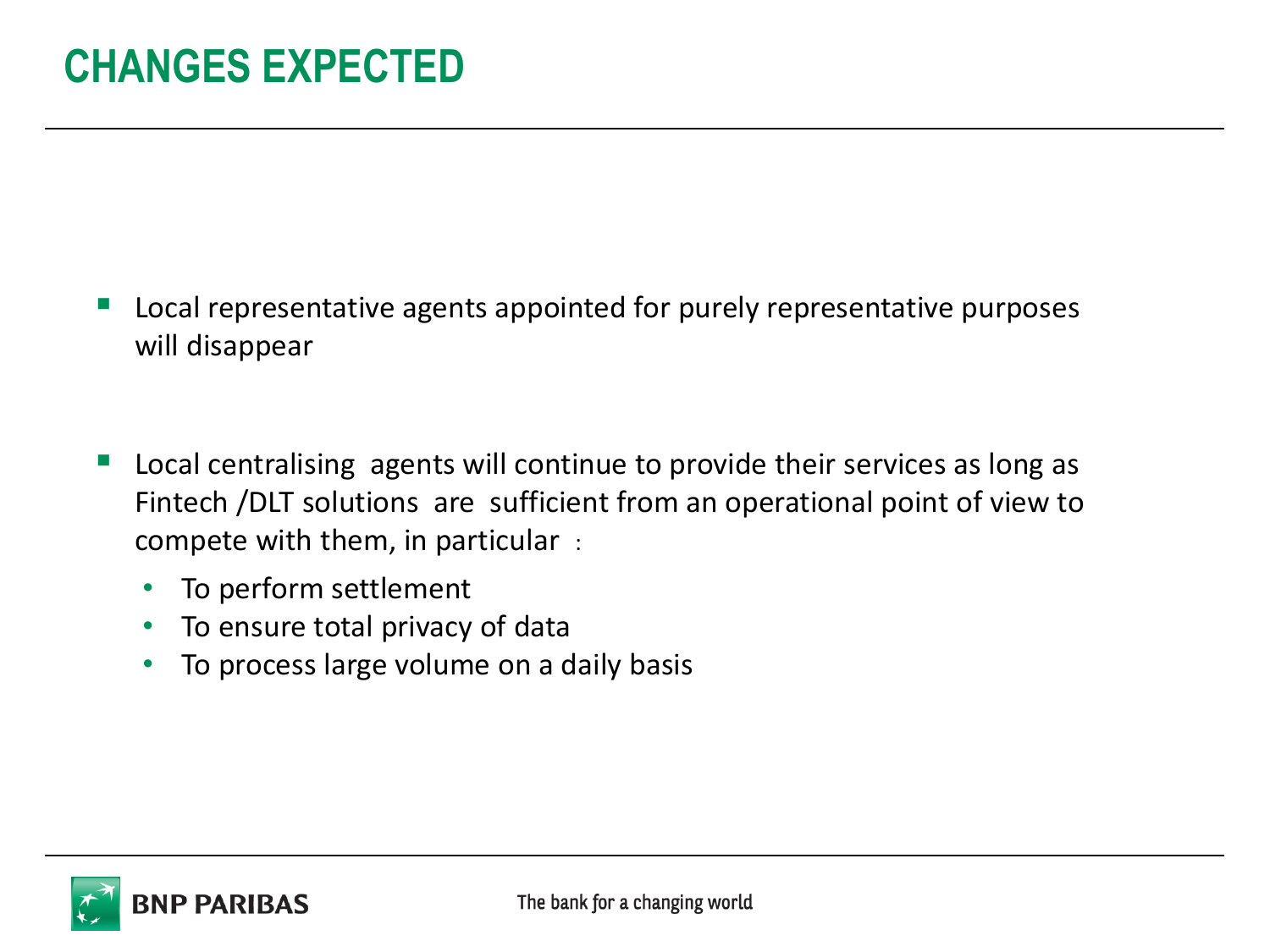# CHANGES EXPECTED

- Local representative agents appointed for purely representative purposes will disappear

- Local centralising agents will continue to provide their services as long as Fintech /DLT solutions are sufficient from an operational point of view to compete with them, in particular :
  - To perform settlement
  - To ensure total privacy of data
  - To process large volume on a daily basis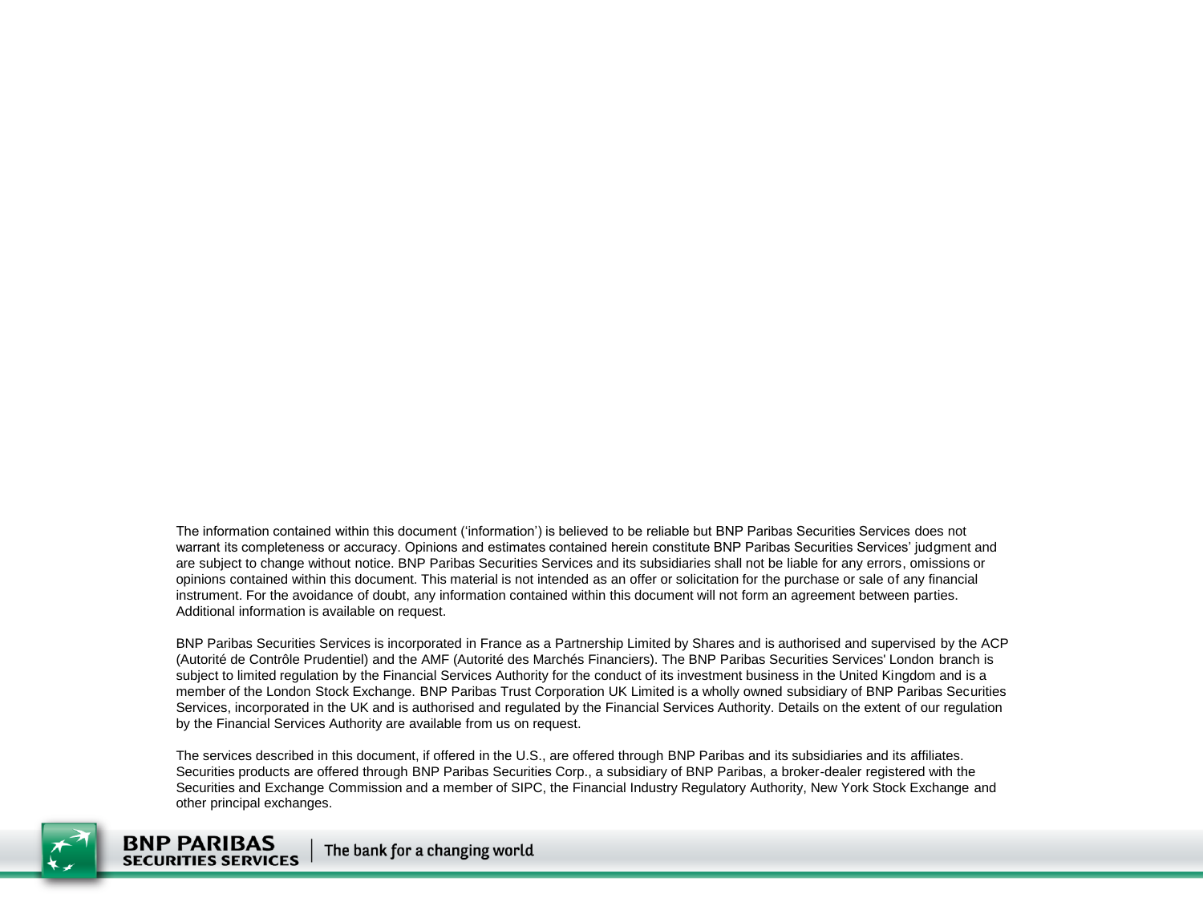The information contained within this document ('information') is believed to be reliable but BNP Paribas Securities Services does not warrant its completeness or accuracy. Opinions and estimates contained herein constitute BNP Paribas Securities Services' judgment and are subject to change without notice. BNP Paribas Securities Services and its subsidiaries shall not be liable for any errors, omissions or opinions contained within this document. This material is not intended as an offer or solicitation for the purchase or sale of any financial instrument. For the avoidance of doubt, any information contained within this document will not form an agreement between parties. Additional information is available on request.

BNP Paribas Securities Services is incorporated in France as a Partnership Limited by Shares and is authorised and supervised by the ACP (Autorité de Contrôle Prudentiel) and the AMF (Autorité des Marchés Financiers). The BNP Paribas Securities Services' London branch is subject to limited regulation by the Financial Services Authority for the conduct of its investment business in the United Kingdom and is a member of the London Stock Exchange. BNP Paribas Trust Corporation UK Limited is a wholly owned subsidiary of BNP Paribas Securities Services, incorporated in the UK and is authorised and regulated by the Financial Services Authority. Details on the extent of our regulation by the Financial Services Authority are available from us on request.

The services described in this document, if offered in the U.S., are offered through BNP Paribas and its subsidiaries and its affiliates. Securities products are offered through BNP Paribas Securities Corp., a subsidiary of BNP Paribas, a broker-dealer registered with the Securities and Exchange Commission and a member of SIPC, the Financial Industry Regulatory Authority, New York Stock Exchange and other principal exchanges.

**BNP PARIBAS**
**SECURITIES SERVICES** | The bank for a changing world